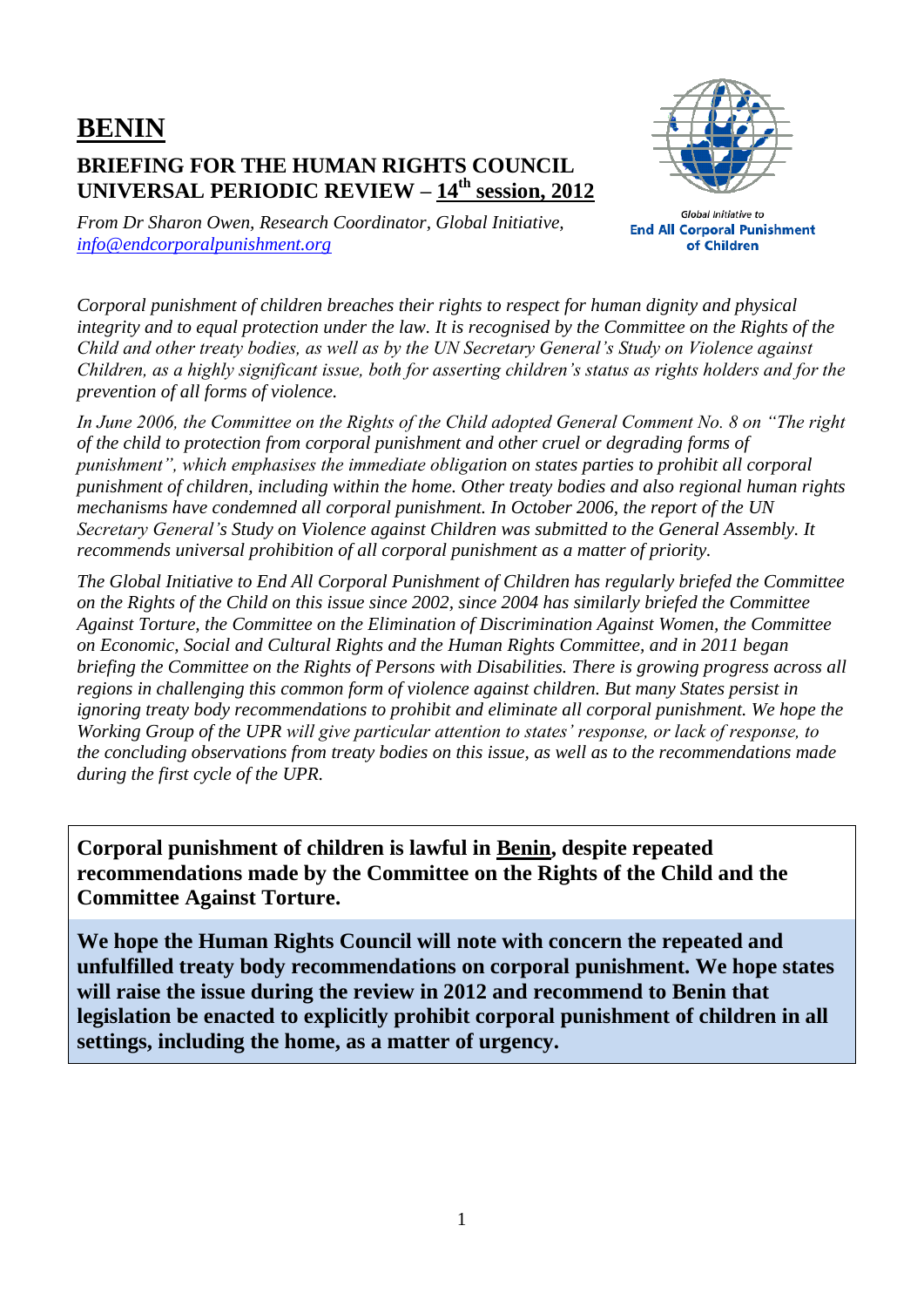# BENIN

## BRIEFING FOR THE HUMAN RIGHTS COUNCIL UNIVERSAL PERIODIC REVIEW – 14th session, 2012

*From Dr Sharon Owen, Research Coordinator, Global Initiative, info@endcorporalpunishment.org*

Global Initiative to
**End All Corporal Punishment of Children**

*Corporal punishment of children breaches their rights to respect for human dignity and physical integrity and to equal protection under the law. It is recognised by the Committee on the Rights of the Child and other treaty bodies, as well as by the UN Secretary General's Study on Violence against Children, as a highly significant issue, both for asserting children's status as rights holders and for the prevention of all forms of violence.*

*In June 2006, the Committee on the Rights of the Child adopted General Comment No. 8 on "The right of the child to protection from corporal punishment and other cruel or degrading forms of punishment", which emphasises the immediate obligation on states parties to prohibit all corporal punishment of children, including within the home. Other treaty bodies and also regional human rights mechanisms have condemned all corporal punishment. In October 2006, the report of the UN Secretary General's Study on Violence against Children was submitted to the General Assembly. It recommends universal prohibition of all corporal punishment as a matter of priority.*

*The Global Initiative to End All Corporal Punishment of Children has regularly briefed the Committee on the Rights of the Child on this issue since 2002, since 2004 has similarly briefed the Committee Against Torture, the Committee on the Elimination of Discrimination Against Women, the Committee on Economic, Social and Cultural Rights and the Human Rights Committee, and in 2011 began briefing the Committee on the Rights of Persons with Disabilities. There is growing progress across all regions in challenging this common form of violence against children. But many States persist in ignoring treaty body recommendations to prohibit and eliminate all corporal punishment. We hope the Working Group of the UPR will give particular attention to states' response, or lack of response, to the concluding observations from treaty bodies on this issue, as well as to the recommendations made during the first cycle of the UPR.*

**Corporal punishment of children is lawful in Benin, despite repeated recommendations made by the Committee on the Rights of the Child and the Committee Against Torture.**

**We hope the Human Rights Council will note with concern the repeated and unfulfilled treaty body recommendations on corporal punishment. We hope states will raise the issue during the review in 2012 and recommend to Benin that legislation be enacted to explicitly prohibit corporal punishment of children in all settings, including the home, as a matter of urgency.**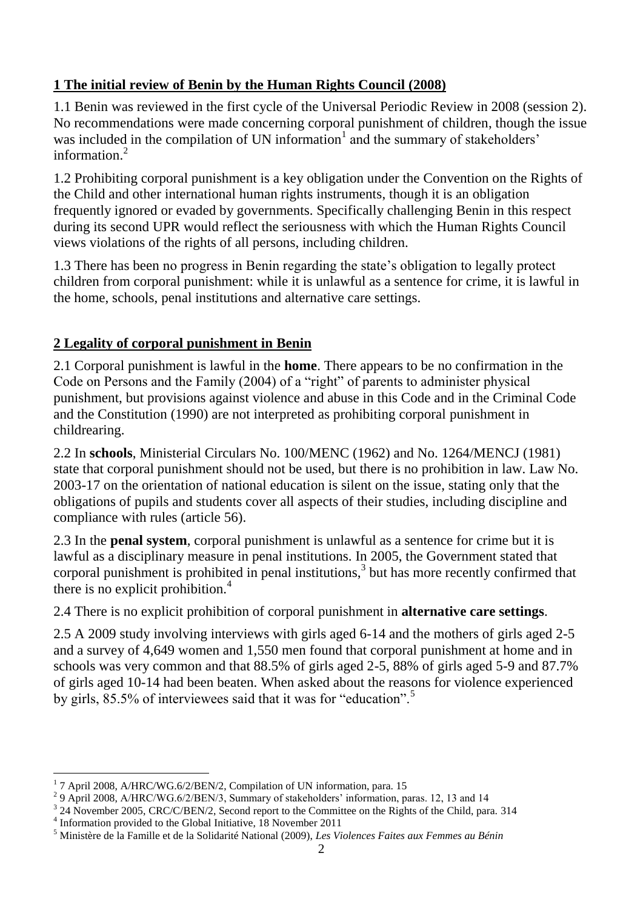## 1 The initial review of Benin by the Human Rights Council (2008)

1.1 Benin was reviewed in the first cycle of the Universal Periodic Review in 2008 (session 2). No recommendations were made concerning corporal punishment of children, though the issue was included in the compilation of UN information[1] and the summary of stakeholders' information.[2]

1.2 Prohibiting corporal punishment is a key obligation under the Convention on the Rights of the Child and other international human rights instruments, though it is an obligation frequently ignored or evaded by governments. Specifically challenging Benin in this respect during its second UPR would reflect the seriousness with which the Human Rights Council views violations of the rights of all persons, including children.

1.3 There has been no progress in Benin regarding the state's obligation to legally protect children from corporal punishment: while it is unlawful as a sentence for crime, it is lawful in the home, schools, penal institutions and alternative care settings.

## 2 Legality of corporal punishment in Benin

2.1 Corporal punishment is lawful in the **home**. There appears to be no confirmation in the Code on Persons and the Family (2004) of a "right" of parents to administer physical punishment, but provisions against violence and abuse in this Code and in the Criminal Code and the Constitution (1990) are not interpreted as prohibiting corporal punishment in childrearing.

2.2 In **schools**, Ministerial Circulars No. 100/MENC (1962) and No. 1264/MENCJ (1981) state that corporal punishment should not be used, but there is no prohibition in law. Law No. 2003-17 on the orientation of national education is silent on the issue, stating only that the obligations of pupils and students cover all aspects of their studies, including discipline and compliance with rules (article 56).

2.3 In the **penal system**, corporal punishment is unlawful as a sentence for crime but it is lawful as a disciplinary measure in penal institutions. In 2005, the Government stated that corporal punishment is prohibited in penal institutions,[3] but has more recently confirmed that there is no explicit prohibition.[4]

2.4 There is no explicit prohibition of corporal punishment in **alternative care settings**.

2.5 A 2009 study involving interviews with girls aged 6-14 and the mothers of girls aged 2-5 and a survey of 4,649 women and 1,550 men found that corporal punishment at home and in schools was very common and that 88.5% of girls aged 2-5, 88% of girls aged 5-9 and 87.7% of girls aged 10-14 had been beaten. When asked about the reasons for violence experienced by girls, 85.5% of interviewees said that it was for "education".[5]

---

[1] 7 April 2008, A/HRC/WG.6/2/BEN/2, Compilation of UN information, para. 15

[2] 9 April 2008, A/HRC/WG.6/2/BEN/3, Summary of stakeholders' information, paras. 12, 13 and 14

[3] 24 November 2005, CRC/C/BEN/2, Second report to the Committee on the Rights of the Child, para. 314

[4] Information provided to the Global Initiative, 18 November 2011

[5] Ministère de la Famille et de la Solidarité National (2009), *Les Violences Faites aux Femmes au Bénin*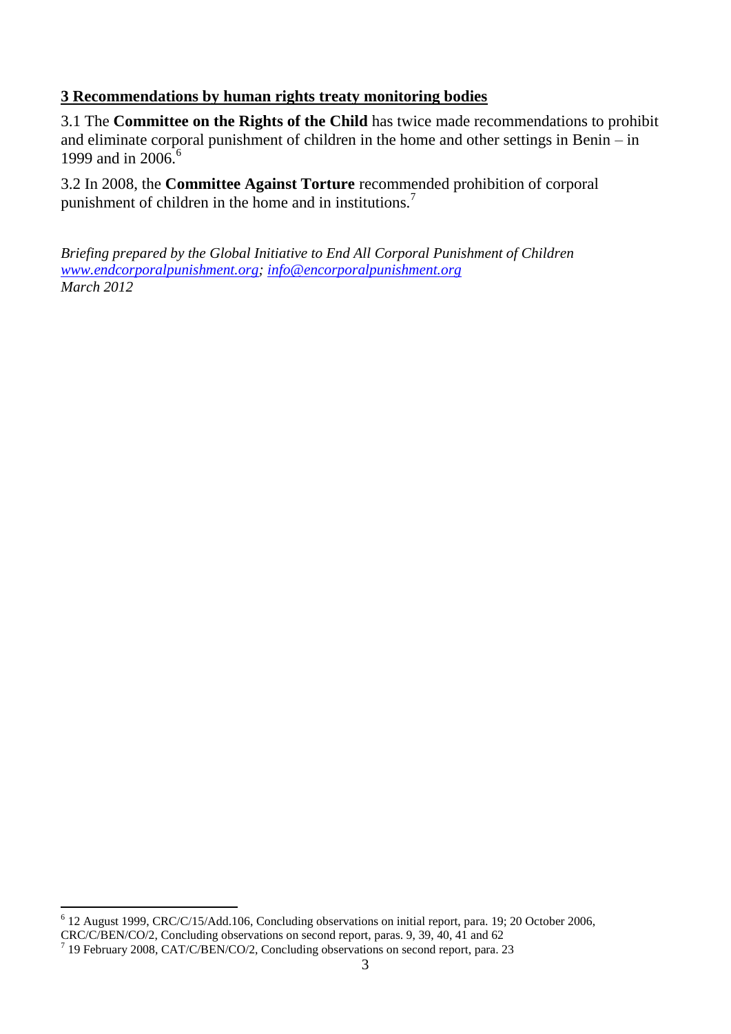## 3 Recommendations by human rights treaty monitoring bodies

3.1 The **Committee on the Rights of the Child** has twice made recommendations to prohibit and eliminate corporal punishment of children in the home and other settings in Benin – in 1999 and in 2006.[6]

3.2 In 2008, the **Committee Against Torture** recommended prohibition of corporal punishment of children in the home and in institutions.[7]

*Briefing prepared by the Global Initiative to End All Corporal Punishment of Children*
*www.endcorporalpunishment.org; info@encorporalpunishment.org*
*March 2012*

---

[6] 12 August 1999, CRC/C/15/Add.106, Concluding observations on initial report, para. 19; 20 October 2006, CRC/C/BEN/CO/2, Concluding observations on second report, paras. 9, 39, 40, 41 and 62

[7] 19 February 2008, CAT/C/BEN/CO/2, Concluding observations on second report, para. 23